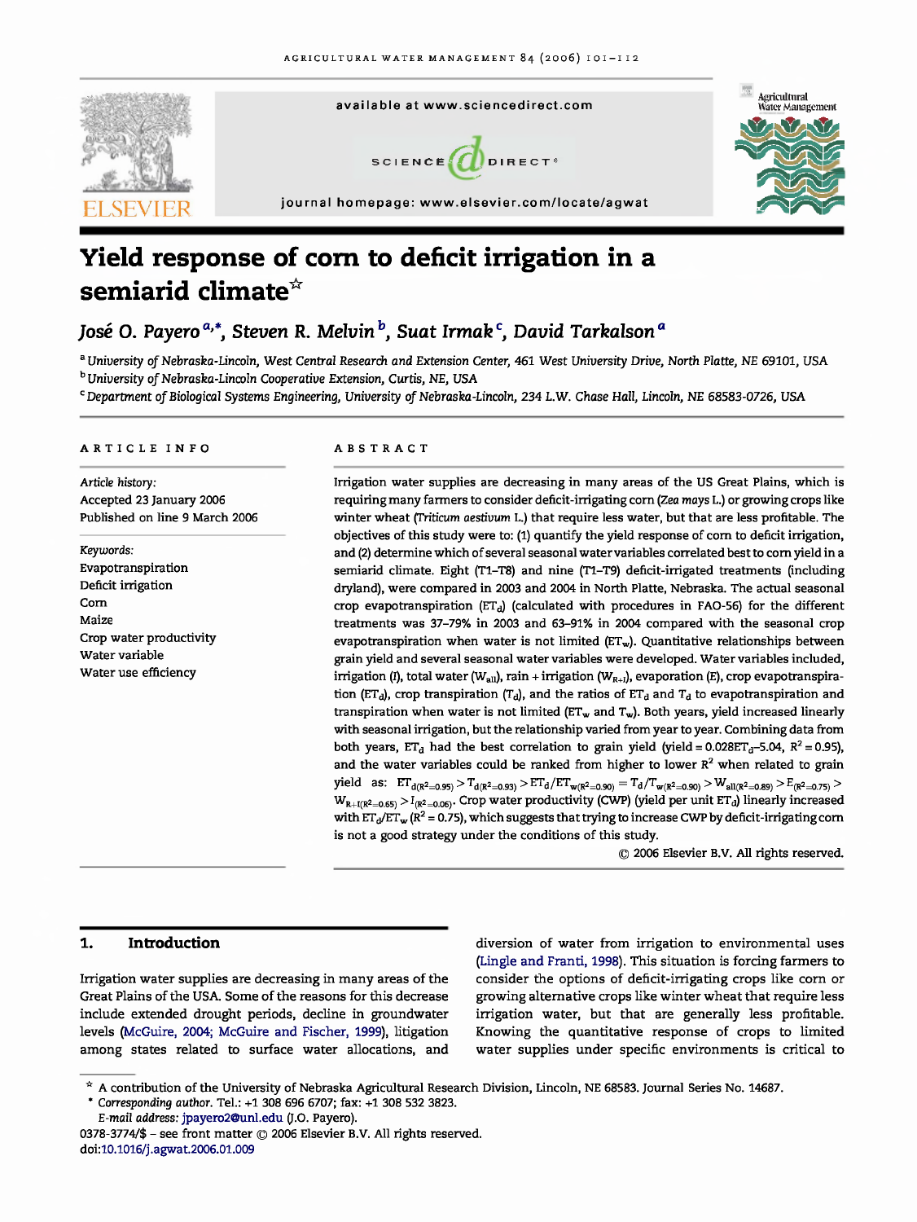# Yield response of corn to deficit irrigation in a semiarid climate☆

*José O. Payero* [a,*], *Steven R. Melvin* [b], *Suat Irmak* [c], *David Tarkalson* [a]

[a] *University of Nebraska-Lincoln, West Central Research and Extension Center, 461 West University Drive, North Platte, NE 69101, USA*

[b] *University of Nebraska-Lincoln Cooperative Extension, Curtis, NE, USA*

[c] *Department of Biological Systems Engineering, University of Nebraska-Lincoln, 234 L.W. Chase Hall, Lincoln, NE 68583-0726, USA*

## ARTICLE INFO

*Article history:*
Accepted 23 January 2006
Published on line 9 March 2006

*Keywords:*
Evapotranspiration
Deficit irrigation
Corn
Maize
Crop water productivity
Water variable
Water use efficiency

## ABSTRACT

Irrigation water supplies are decreasing in many areas of the US Great Plains, which is requiring many farmers to consider deficit-irrigating corn (*Zea mays* L.) or growing crops like winter wheat (*Triticum aestivum* L.) that require less water, but that are less profitable. The objectives of this study were to: (1) quantify the yield response of corn to deficit irrigation, and (2) determine which of several seasonal water variables correlated best to corn yield in a semiarid climate. Eight (T1–T8) and nine (T1–T9) deficit-irrigated treatments (including dryland), were compared in 2003 and 2004 in North Platte, Nebraska. The actual seasonal crop evapotranspiration ($ET_d$) (calculated with procedures in FAO-56) for the different treatments was 37–79% in 2003 and 63–91% in 2004 compared with the seasonal crop evapotranspiration when water is not limited ($ET_w$). Quantitative relationships between grain yield and several seasonal water variables were developed. Water variables included, irrigation ($I$), total water ($W_{all}$), rain + irrigation ($W_{R+I}$), evaporation ($E$), crop evapotranspiration ($ET_d$), crop transpiration ($T_d$), and the ratios of $ET_d$ and $T_d$ to evapotranspiration and transpiration when water is not limited ($ET_w$ and $T_w$). Both years, yield increased linearly with seasonal irrigation, but the relationship varied from year to year. Combining data from both years, $ET_d$ had the best correlation to grain yield (yield = $0.028ET_d$–5.04, $R^2 = 0.95$), and the water variables could be ranked from higher to lower $R^2$ when related to grain yield as: $ET_{d(R^2=0.95)} > T_{d(R^2=0.93)} > ET_d/ET_{w(R^2=0.90)} = T_d/T_{w(R^2=0.90)} > W_{all(R^2=0.89)} > E_{(R^2=0.75)} > W_{R+I(R^2=0.65)} > I_{(R^2=0.06)}$. Crop water productivity (CWP) (yield per unit $ET_d$) linearly increased with $ET_d/ET_w$ ($R^2 = 0.75$), which suggests that trying to increase CWP by deficit-irrigating corn is not a good strategy under the conditions of this study.

© 2006 Elsevier B.V. All rights reserved.

## 1. Introduction

Irrigation water supplies are decreasing in many areas of the Great Plains of the USA. Some of the reasons for this decrease include extended drought periods, decline in groundwater levels (McGuire, 2004; McGuire and Fischer, 1999), litigation among states related to surface water allocations, and diversion of water from irrigation to environmental uses (Lingle and Franti, 1998). This situation is forcing farmers to consider the options of deficit-irrigating crops like corn or growing alternative crops like winter wheat that require less irrigation water, but that are generally less profitable. Knowing the quantitative response of crops to limited water supplies under specific environments is critical to

☆ A contribution of the University of Nebraska Agricultural Research Division, Lincoln, NE 68583. Journal Series No. 14687.

\* Corresponding author. Tel.: +1 308 696 6707; fax: +1 308 532 3823.
E-mail address: jpayero2@unl.edu (J.O. Payero).

0378-3774/$ – see front matter © 2006 Elsevier B.V. All rights reserved.
doi:10.1016/j.agwat.2006.01.009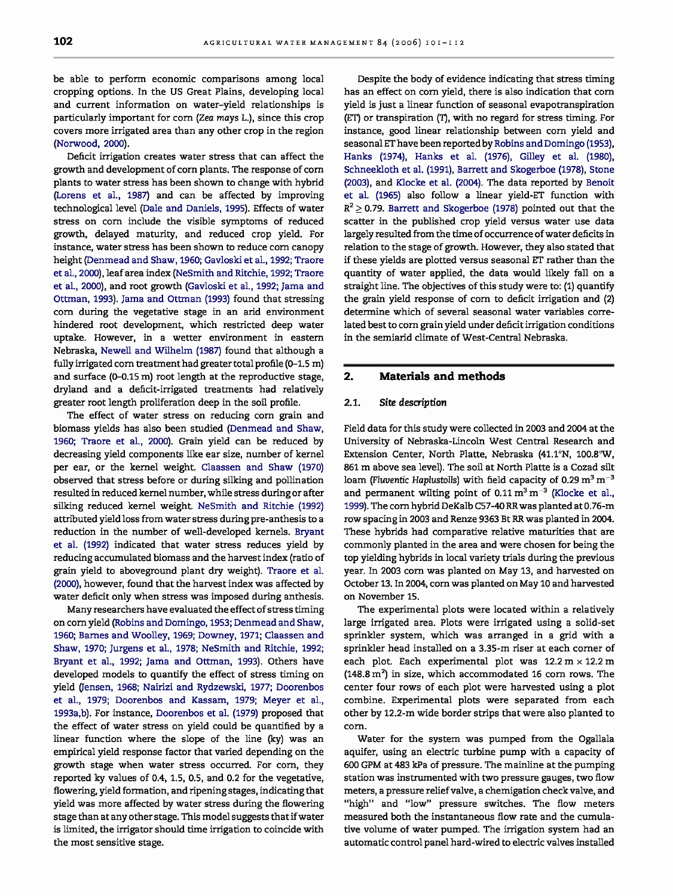be able to perform economic comparisons among local cropping options. In the US Great Plains, developing local and current information on water–yield relationships is particularly important for corn (*Zea mays* L.), since this crop covers more irrigated area than any other crop in the region (Norwood, 2000).

Deficit irrigation creates water stress that can affect the growth and development of corn plants. The response of corn plants to water stress has been shown to change with hybrid (Lorens et al., 1987) and can be affected by improving technological level (Dale and Daniels, 1995). Effects of water stress on corn include the visible symptoms of reduced growth, delayed maturity, and reduced crop yield. For instance, water stress has been shown to reduce corn canopy height (Denmead and Shaw, 1960; Gavloski et al., 1992; Traore et al., 2000), leaf area index (NeSmith and Ritchie, 1992; Traore et al., 2000), and root growth (Gavloski et al., 1992; Jama and Ottman, 1993). Jama and Ottman (1993) found that stressing corn during the vegetative stage in an arid environment hindered root development, which restricted deep water uptake. However, in a wetter environment in eastern Nebraska, Newell and Wilhelm (1987) found that although a fully irrigated corn treatment had greater total profile (0–1.5 m) and surface (0–0.15 m) root length at the reproductive stage, dryland and a deficit-irrigated treatments had relatively greater root length proliferation deep in the soil profile.

The effect of water stress on reducing corn grain and biomass yields has also been studied (Denmead and Shaw, 1960; Traore et al., 2000). Grain yield can be reduced by decreasing yield components like ear size, number of kernel per ear, or the kernel weight. Claassen and Shaw (1970) observed that stress before or during silking and pollination resulted in reduced kernel number, while stress during or after silking reduced kernel weight. NeSmith and Ritchie (1992) attributed yield loss from water stress during pre-anthesis to a reduction in the number of well-developed kernels. Bryant et al. (1992) indicated that water stress reduces yield by reducing accumulated biomass and the harvest index (ratio of grain yield to aboveground plant dry weight). Traore et al. (2000), however, found that the harvest index was affected by water deficit only when stress was imposed during anthesis.

Many researchers have evaluated the effect of stress timing on corn yield (Robins and Domingo, 1953; Denmead and Shaw, 1960; Barnes and Woolley, 1969; Downey, 1971; Claassen and Shaw, 1970; Jurgens et al., 1978; NeSmith and Ritchie, 1992; Bryant et al., 1992; Jama and Ottman, 1993). Others have developed models to quantify the effect of stress timing on yield (Jensen, 1968; Nairizi and Rydzewski, 1977; Doorenbos et al., 1979; Doorenbos and Kassam, 1979; Meyer et al., 1993a,b). For instance, Doorenbos et al. (1979) proposed that the effect of water stress on yield could be quantified by a linear function where the slope of the line (ky) was an empirical yield response factor that varied depending on the growth stage when water stress occurred. For corn, they reported ky values of 0.4, 1.5, 0.5, and 0.2 for the vegetative, flowering, yield formation, and ripening stages, indicating that yield was more affected by water stress during the flowering stage than at any other stage. This model suggests that if water is limited, the irrigator should time irrigation to coincide with the most sensitive stage.

Despite the body of evidence indicating that stress timing has an effect on corn yield, there is also indication that corn yield is just a linear function of seasonal evapotranspiration (ET) or transpiration (T), with no regard for stress timing. For instance, good linear relationship between corn yield and seasonal ET have been reported by Robins and Domingo (1953), Hanks (1974), Hanks et al. (1976), Gilley et al. (1980), Schneekloth et al. (1991), Barrett and Skogerboe (1978), Stone (2003), and Klocke et al. (2004). The data reported by Benoit et al. (1965) also follow a linear yield-ET function with $R^2 \geq 0.79$. Barrett and Skogerboe (1978) pointed out that the scatter in the published crop yield versus water use data largely resulted from the time of occurrence of water deficits in relation to the stage of growth. However, they also stated that if these yields are plotted versus seasonal ET rather than the quantity of water applied, the data would likely fall on a straight line. The objectives of this study were to: (1) quantify the grain yield response of corn to deficit irrigation and (2) determine which of several seasonal water variables correlated best to corn grain yield under deficit irrigation conditions in the semiarid climate of West-Central Nebraska.

## 2. Materials and methods

### 2.1. *Site description*

Field data for this study were collected in 2003 and 2004 at the University of Nebraska-Lincoln West Central Research and Extension Center, North Platte, Nebraska (41.1°N, 100.8°W, 861 m above sea level). The soil at North Platte is a Cozad silt loam (*Fluventic Haplustolls*) with field capacity of 0.29 $m^3 m^{-3}$ and permanent wilting point of 0.11 $m^3 m^{-3}$ (Klocke et al., 1999). The corn hybrid DeKalb C57-40 RR was planted at 0.76-m row spacing in 2003 and Renze 9363 Bt RR was planted in 2004. These hybrids had comparative relative maturities that are commonly planted in the area and were chosen for being the top yielding hybrids in local variety trials during the previous year. In 2003 corn was planted on May 13, and harvested on October 13. In 2004, corn was planted on May 10 and harvested on November 15.

The experimental plots were located within a relatively large irrigated area. Plots were irrigated using a solid-set sprinkler system, which was arranged in a grid with a sprinkler head installed on a 3.35-m riser at each corner of each plot. Each experimental plot was 12.2 m × 12.2 m (148.8 $m^2$) in size, which accommodated 16 corn rows. The center four rows of each plot were harvested using a plot combine. Experimental plots were separated from each other by 12.2-m wide border strips that were also planted to corn.

Water for the system was pumped from the Ogallala aquifer, using an electric turbine pump with a capacity of 600 GPM at 483 kPa of pressure. The mainline at the pumping station was instrumented with two pressure gauges, two flow meters, a pressure relief valve, a chemigation check valve, and "high" and "low" pressure switches. The flow meters measured both the instantaneous flow rate and the cumulative volume of water pumped. The irrigation system had an automatic control panel hard-wired to electric valves installed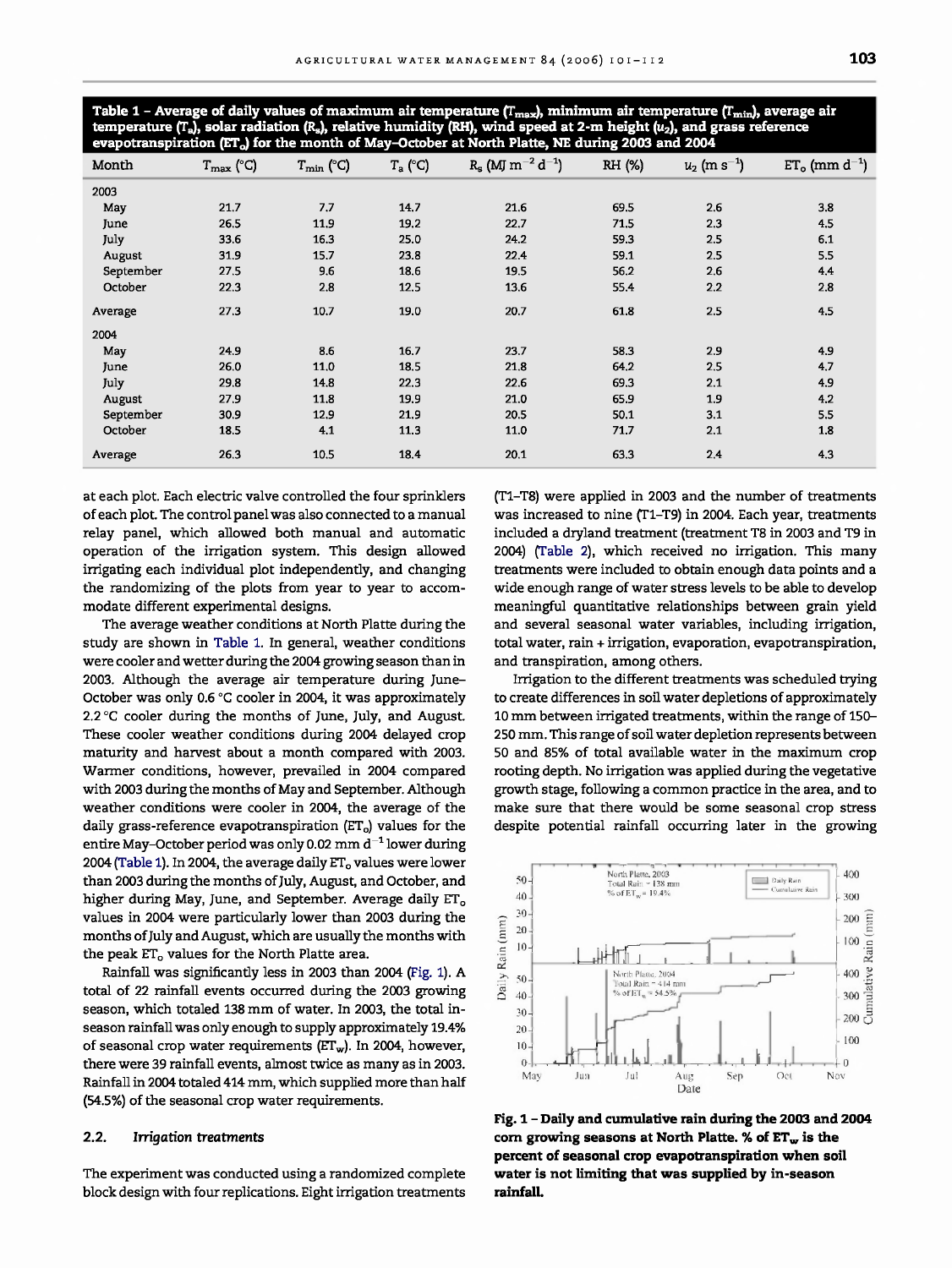**Table 1 – Average of daily values of maximum air temperature ($T_{max}$), minimum air temperature ($T_{min}$), average air temperature ($T_a$), solar radiation ($R_s$), relative humidity (RH), wind speed at 2-m height ($u_2$), and grass reference evapotranspiration ($ET_o$) for the month of May–October at North Platte, NE during 2003 and 2004**

| Month | $T_{max}$ (°C) | $T_{min}$ (°C) | $T_a$ (°C) | $R_s$ (MJ m$^{-2}$ d$^{-1}$) | RH (%) | $u_2$ (m s$^{-1}$) | $ET_o$ (mm d$^{-1}$) |
|---|---|---|---|---|---|---|---|
| 2003 | | | | | | | |
| May | 21.7 | 7.7 | 14.7 | 21.6 | 69.5 | 2.6 | 3.8 |
| June | 26.5 | 11.9 | 19.2 | 22.7 | 71.5 | 2.3 | 4.5 |
| July | 33.6 | 16.3 | 25.0 | 24.2 | 59.3 | 2.5 | 6.1 |
| August | 31.9 | 15.7 | 23.8 | 22.4 | 59.1 | 2.5 | 5.5 |
| September | 27.5 | 9.6 | 18.6 | 19.5 | 56.2 | 2.6 | 4.4 |
| October | 22.3 | 2.8 | 12.5 | 13.6 | 55.4 | 2.2 | 2.8 |
| Average | 27.3 | 10.7 | 19.0 | 20.7 | 61.8 | 2.5 | 4.5 |
| 2004 | | | | | | | |
| May | 24.9 | 8.6 | 16.7 | 23.7 | 58.3 | 2.9 | 4.9 |
| June | 26.0 | 11.0 | 18.5 | 21.8 | 64.2 | 2.5 | 4.7 |
| July | 29.8 | 14.8 | 22.3 | 22.6 | 69.3 | 2.1 | 4.9 |
| August | 27.9 | 11.8 | 19.9 | 21.0 | 65.9 | 1.9 | 4.2 |
| September | 30.9 | 12.9 | 21.9 | 20.5 | 50.1 | 3.1 | 5.5 |
| October | 18.5 | 4.1 | 11.3 | 11.0 | 71.7 | 2.1 | 1.8 |
| Average | 26.3 | 10.5 | 18.4 | 20.1 | 63.3 | 2.4 | 4.3 |

at each plot. Each electric valve controlled the four sprinklers of each plot. The control panel was also connected to a manual relay panel, which allowed both manual and automatic operation of the irrigation system. This design allowed irrigating each individual plot independently, and changing the randomizing of the plots from year to year to accommodate different experimental designs.

The average weather conditions at North Platte during the study are shown in Table 1. In general, weather conditions were cooler and wetter during the 2004 growing season than in 2003. Although the average air temperature during June–October was only 0.6 °C cooler in 2004, it was approximately 2.2 °C cooler during the months of June, July, and August. These cooler weather conditions during 2004 delayed crop maturity and harvest about a month compared with 2003. Warmer conditions, however, prevailed in 2004 compared with 2003 during the months of May and September. Although weather conditions were cooler in 2004, the average of the daily grass-reference evapotranspiration ($ET_o$) values for the entire May–October period was only 0.02 mm d$^{-1}$ lower during 2004 (Table 1). In 2004, the average daily $ET_o$ values were lower than 2003 during the months of July, August, and October, and higher during May, June, and September. Average daily $ET_o$ values in 2004 were particularly lower than 2003 during the months of July and August, which are usually the months with the peak $ET_o$ values for the North Platte area.

Rainfall was significantly less in 2003 than 2004 (Fig. 1). A total of 22 rainfall events occurred during the 2003 growing season, which totaled 138 mm of water. In 2003, the total in-season rainfall was only enough to supply approximately 19.4% of seasonal crop water requirements ($ET_w$). In 2004, however, there were 39 rainfall events, almost twice as many as in 2003. Rainfall in 2004 totaled 414 mm, which supplied more than half (54.5%) of the seasonal crop water requirements.

### 2.2. *Irrigation treatments*

The experiment was conducted using a randomized complete block design with four replications. Eight irrigation treatments (T1–T8) were applied in 2003 and the number of treatments was increased to nine (T1–T9) in 2004. Each year, treatments included a dryland treatment (treatment T8 in 2003 and T9 in 2004) (Table 2), which received no irrigation. This many treatments were included to obtain enough data points and a wide enough range of water stress levels to be able to develop meaningful quantitative relationships between grain yield and several seasonal water variables, including irrigation, total water, rain + irrigation, evaporation, evapotranspiration, and transpiration, among others.

Irrigation to the different treatments was scheduled trying to create differences in soil water depletions of approximately 10 mm between irrigated treatments, within the range of 150–250 mm. This range of soil water depletion represents between 50 and 85% of total available water in the maximum crop rooting depth. No irrigation was applied during the vegetative growth stage, following a common practice in the area, and to make sure that there would be some seasonal crop stress despite potential rainfall occurring later in the growing

**Fig. 1 – Daily and cumulative rain during the 2003 and 2004 corn growing seasons at North Platte. % of $ET_w$ is the percent of seasonal crop evapotranspiration when soil water is not limiting that was supplied by in-season rainfall.**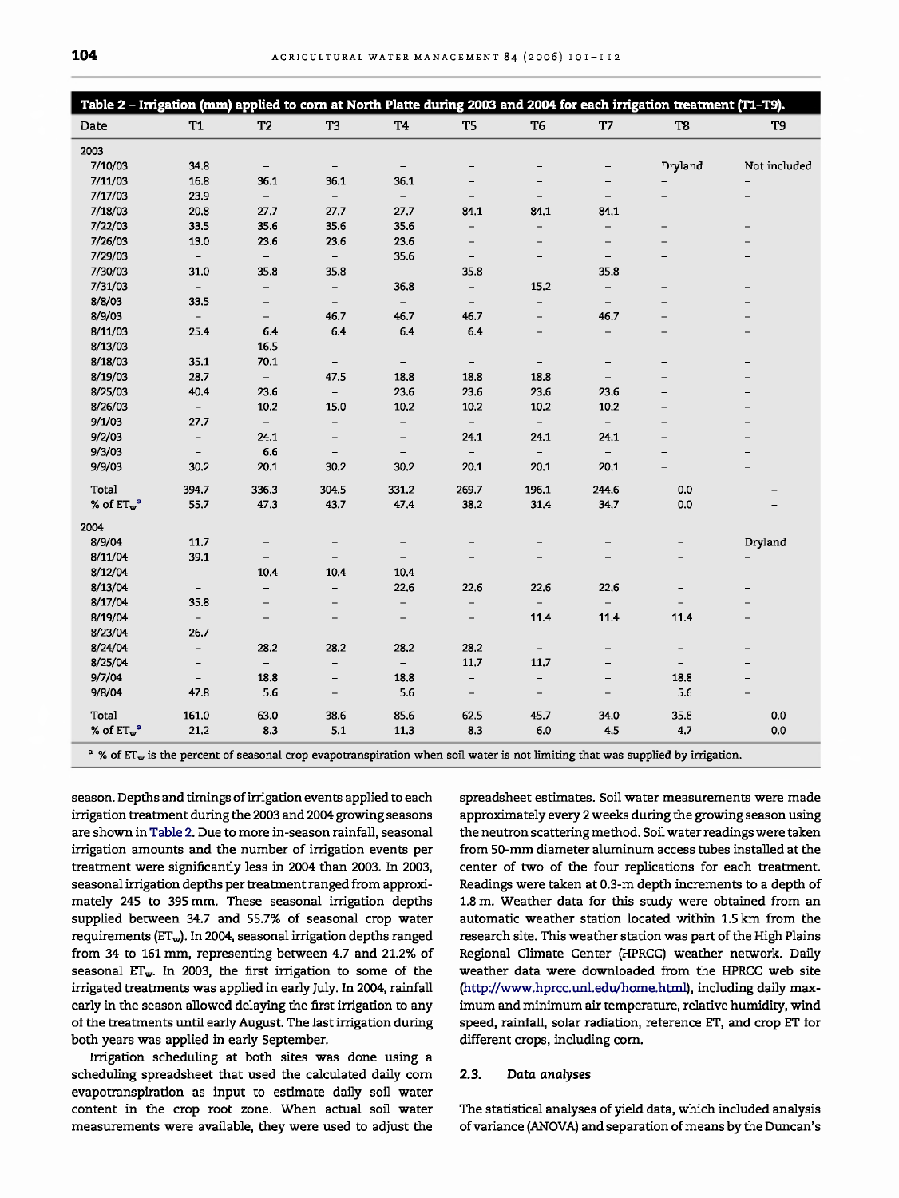**Table 2 – Irrigation (mm) applied to corn at North Platte during 2003 and 2004 for each irrigation treatment (T1–T9).**

| Date | T1 | T2 | T3 | T4 | T5 | T6 | T7 | T8 | T9 |
|---|---|---|---|---|---|---|---|---|---|
| 2003 | | | | | | | | | |
| 7/10/03 | 34.8 | – | – | – | – | – | – | Dryland | Not included |
| 7/11/03 | 16.8 | 36.1 | 36.1 | 36.1 | – | – | – | – | – |
| 7/17/03 | 23.9 | – | – | – | – | – | – | – | – |
| 7/18/03 | 20.8 | 27.7 | 27.7 | 27.7 | 84.1 | 84.1 | 84.1 | – | – |
| 7/22/03 | 33.5 | 35.6 | 35.6 | 35.6 | – | – | – | – | – |
| 7/26/03 | 13.0 | 23.6 | 23.6 | 23.6 | – | – | – | – | – |
| 7/29/03 | – | – | – | 35.6 | – | – | – | – | – |
| 7/30/03 | 31.0 | 35.8 | 35.8 | – | 35.8 | – | 35.8 | – | – |
| 7/31/03 | – | – | – | 36.8 | – | 15.2 | – | – | – |
| 8/8/03 | 33.5 | – | – | – | – | – | – | – | – |
| 8/9/03 | – | – | 46.7 | 46.7 | 46.7 | – | 46.7 | – | – |
| 8/11/03 | 25.4 | 6.4 | 6.4 | 6.4 | 6.4 | – | – | – | – |
| 8/13/03 | – | 16.5 | – | – | – | – | – | – | – |
| 8/18/03 | 35.1 | 70.1 | – | – | – | – | – | – | – |
| 8/19/03 | 28.7 | – | 47.5 | 18.8 | 18.8 | 18.8 | – | – | – |
| 8/25/03 | 40.4 | 23.6 | – | 23.6 | 23.6 | 23.6 | 23.6 | – | – |
| 8/26/03 | – | 10.2 | 15.0 | 10.2 | 10.2 | 10.2 | 10.2 | – | – |
| 9/1/03 | 27.7 | – | – | – | – | – | – | – | – |
| 9/2/03 | – | 24.1 | – | – | 24.1 | 24.1 | 24.1 | – | – |
| 9/3/03 | – | 6.6 | – | – | – | – | – | – | – |
| 9/9/03 | 30.2 | 20.1 | 30.2 | 30.2 | 20.1 | 20.1 | 20.1 | – | – |
| Total | 394.7 | 336.3 | 304.5 | 331.2 | 269.7 | 196.1 | 244.6 | 0.0 | – |
| % of $ET_w$ [a] | 55.7 | 47.3 | 43.7 | 47.4 | 38.2 | 31.4 | 34.7 | 0.0 | – |
| 2004 | | | | | | | | | |
| 8/9/04 | 11.7 | – | – | – | – | – | – | – | Dryland |
| 8/11/04 | 39.1 | – | – | – | – | – | – | – | – |
| 8/12/04 | – | 10.4 | 10.4 | 10.4 | – | – | – | – | – |
| 8/13/04 | – | – | – | 22.6 | 22.6 | 22.6 | 22.6 | – | – |
| 8/17/04 | 35.8 | – | – | – | – | – | – | – | – |
| 8/19/04 | – | – | – | – | – | 11.4 | 11.4 | 11.4 | – |
| 8/23/04 | 26.7 | – | – | – | – | – | – | – | – |
| 8/24/04 | – | 28.2 | 28.2 | 28.2 | 28.2 | – | – | – | – |
| 8/25/04 | – | – | – | – | 11.7 | 11.7 | – | – | – |
| 9/7/04 | – | 18.8 | – | 18.8 | – | – | – | 18.8 | – |
| 9/8/04 | 47.8 | 5.6 | – | 5.6 | – | – | – | 5.6 | – |
| Total | 161.0 | 63.0 | 38.6 | 85.6 | 62.5 | 45.7 | 34.0 | 35.8 | 0.0 |
| % of $ET_w$ [a] | 21.2 | 8.3 | 5.1 | 11.3 | 8.3 | 6.0 | 4.5 | 4.7 | 0.0 |

[a] % of $ET_w$ is the percent of seasonal crop evapotranspiration when soil water is not limiting that was supplied by irrigation.

season. Depths and timings of irrigation events applied to each irrigation treatment during the 2003 and 2004 growing seasons are shown in Table 2. Due to more in-season rainfall, seasonal irrigation amounts and the number of irrigation events per treatment were significantly less in 2004 than 2003. In 2003, seasonal irrigation depths per treatment ranged from approximately 245 to 395 mm. These seasonal irrigation depths supplied between 34.7 and 55.7% of seasonal crop water requirements ($ET_w$). In 2004, seasonal irrigation depths ranged from 34 to 161 mm, representing between 4.7 and 21.2% of seasonal $ET_w$. In 2003, the first irrigation to some of the irrigated treatments was applied in early July. In 2004, rainfall early in the season allowed delaying the first irrigation to any of the treatments until early August. The last irrigation during both years was applied in early September.

Irrigation scheduling at both sites was done using a scheduling spreadsheet that used the calculated daily corn evapotranspiration as input to estimate daily soil water content in the crop root zone. When actual soil water measurements were available, they were used to adjust the spreadsheet estimates. Soil water measurements were made approximately every 2 weeks during the growing season using the neutron scattering method. Soil water readings were taken from 50-mm diameter aluminum access tubes installed at the center of two of the four replications for each treatment. Readings were taken at 0.3-m depth increments to a depth of 1.8 m. Weather data for this study were obtained from an automatic weather station located within 1.5 km from the research site. This weather station was part of the High Plains Regional Climate Center (HPRCC) weather network. Daily weather data were downloaded from the HPRCC web site (http://www.hprcc.unl.edu/home.html), including daily maximum and minimum air temperature, relative humidity, wind speed, rainfall, solar radiation, reference ET, and crop ET for different crops, including corn.

### 2.3. Data analyses

The statistical analyses of yield data, which included analysis of variance (ANOVA) and separation of means by the Duncan's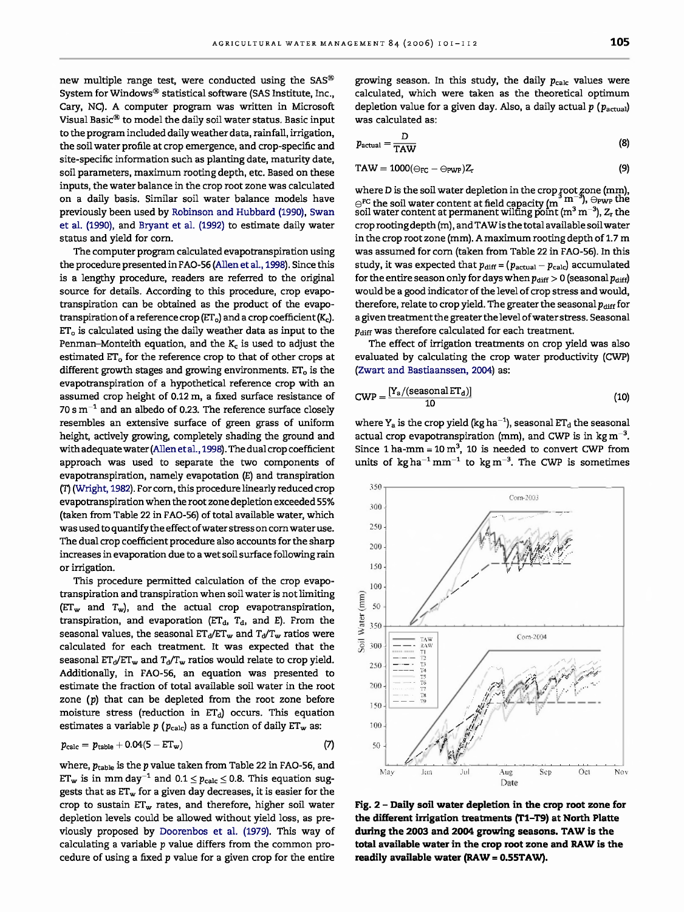new multiple range test, were conducted using the SAS® System for Windows® statistical software (SAS Institute, Inc., Cary, NC). A computer program was written in Microsoft Visual Basic® to model the daily soil water status. Basic input to the program included daily weather data, rainfall, irrigation, the soil water profile at crop emergence, and crop-specific and site-specific information such as planting date, maturity date, soil parameters, maximum rooting depth, etc. Based on these inputs, the water balance in the crop root zone was calculated on a daily basis. Similar soil water balance models have previously been used by Robinson and Hubbard (1990), Swan et al. (1990), and Bryant et al. (1992) to estimate daily water status and yield for corn.

The computer program calculated evapotranspiration using the procedure presented in FAO-56 (Allen et al., 1998). Since this is a lengthy procedure, readers are referred to the original source for details. According to this procedure, crop evapotranspiration can be obtained as the product of the evapotranspiration of a reference crop ($ET_o$) and a crop coefficient ($K_c$). $ET_o$ is calculated using the daily weather data as input to the Penman–Monteith equation, and the $K_c$ is used to adjust the estimated $ET_o$ for the reference crop to that of other crops at different growth stages and growing environments. $ET_o$ is the evapotranspiration of a hypothetical reference crop with an assumed crop height of 0.12 m, a fixed surface resistance of 70 s $m^{-1}$ and an albedo of 0.23. The reference surface closely resembles an extensive surface of green grass of uniform height, actively growing, completely shading the ground and with adequate water (Allen et al., 1998). The dual crop coefficient approach was used to separate the two components of evapotranspiration, namely evapotation (E) and transpiration (T) (Wright, 1982). For corn, this procedure linearly reduced crop evapotranspiration when the root zone depletion exceeded 55% (taken from Table 22 in FAO-56) of total available water, which was used to quantify the effect of water stress on corn water use. The dual crop coefficient procedure also accounts for the sharp increases in evaporation due to a wet soil surface following rain or irrigation.

This procedure permitted calculation of the crop evapotranspiration and transpiration when soil water is not limiting ($ET_w$ and $T_w$), and the actual crop evapotranspiration, transpiration, and evaporation ($ET_d$, $T_d$, and $E$). From the seasonal values, the seasonal $ET_d/ET_w$ and $T_d/T_w$ ratios were calculated for each treatment. It was expected that the seasonal $ET_d/ET_w$ and $T_d/T_w$ ratios would relate to crop yield. Additionally, in FAO-56, an equation was presented to estimate the fraction of total available soil water in the root zone ($p$) that can be depleted from the root zone before moisture stress (reduction in $ET_d$) occurs. This equation estimates a variable $p$ ($p_{calc}$) as a function of daily $ET_w$ as:

$$p_{calc} = p_{table} + 0.04(5 - ET_w) \tag{7}$$

where, $p_{table}$ is the $p$ value taken from Table 22 in FAO-56, and $ET_w$ is in mm $day^{-1}$ and $0.1 \leq p_{calc} \leq 0.8$. This equation suggests that as $ET_w$ for a given day decreases, it is easier for the crop to sustain $ET_w$ rates, and therefore, higher soil water depletion levels could be allowed without yield loss, as previously proposed by Doorenbos et al. (1979). This way of calculating a variable $p$ value differs from the common procedure of using a fixed $p$ value for a given crop for the entire growing season. In this study, the daily $p_{calc}$ values were calculated, which were taken as the theoretical optimum depletion value for a given day. Also, a daily actual $p$ ($p_{actual}$) was calculated as:

$$p_{actual} = \frac{D}{TAW} \tag{8}$$

$$TAW = 1000(\Theta_{FC} - \Theta_{PWP})Z_r \tag{9}$$

where $D$ is the soil water depletion in the crop root zone (mm), $\Theta^{FC}$ the soil water content at field capacity ($m^3$ $m^{-3}$), $\Theta_{PWP}$ the soil water content at permanent wilting point ($m^3$ $m^{-3}$), $Z_r$ the crop rooting depth (m), and TAW is the total available soil water in the crop root zone (mm). A maximum rooting depth of 1.7 m was assumed for corn (taken from Table 22 in FAO-56). In this study, it was expected that $p_{diff} = (p_{actual} - p_{calc})$ accumulated for the entire season only for days when $p_{diff} > 0$ (seasonal $p_{diff}$) would be a good indicator of the level of crop stress and would, therefore, relate to crop yield. The greater the seasonal $p_{diff}$ for a given treatment the greater the level of water stress. Seasonal $p_{diff}$ was therefore calculated for each treatment.

The effect of irrigation treatments on crop yield was also evaluated by calculating the crop water productivity (CWP) (Zwart and Bastiaanssen, 2004) as:

$$CWP = \frac{[Y_a/(\text{seasonal } ET_d)]}{10} \tag{10}$$

where $Y_a$ is the crop yield (kg $ha^{-1}$), seasonal $ET_d$ the seasonal actual crop evapotranspiration (mm), and CWP is in kg $m^{-3}$. Since 1 ha-mm = 10 $m^3$, 10 is needed to convert CWP from units of kg $ha^{-1}$ $mm^{-1}$ to kg $m^{-3}$. The CWP is sometimes

**Fig. 2 – Daily soil water depletion in the crop root zone for the different irrigation treatments (T1–T9) at North Platte during the 2003 and 2004 growing seasons. TAW is the total available water in the crop root zone and RAW is the readily available water (RAW = 0.55TAW).**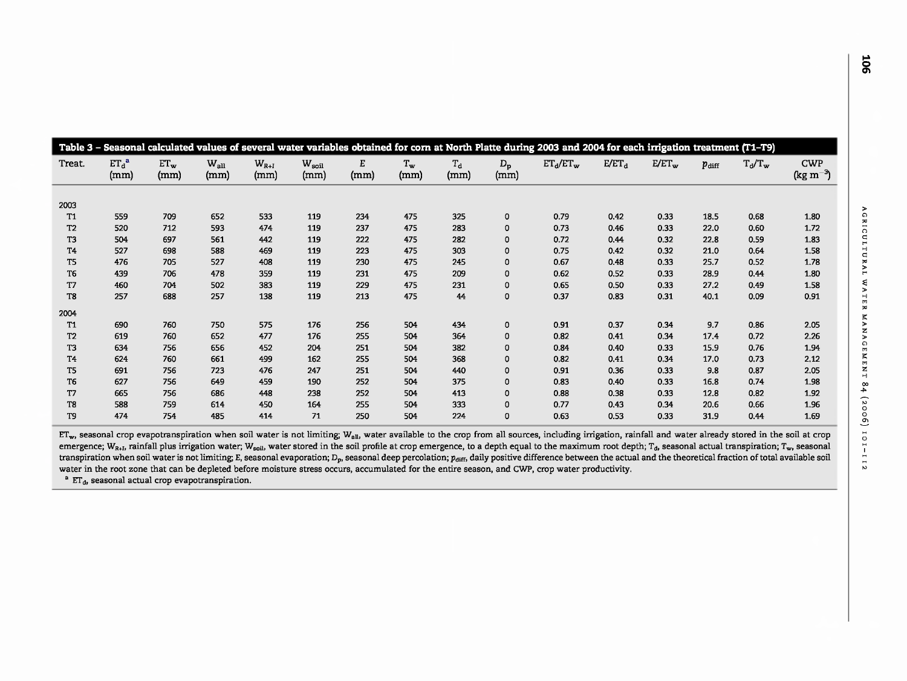**Table 3 – Seasonal calculated values of several water variables obtained for corn at North Platte during 2003 and 2004 for each irrigation treatment (T1–T9)**

| Treat. | $ET_d$[a] (mm) | $ET_w$ (mm) | $W_{all}$ (mm) | $W_{R+I}$ (mm) | $W_{soil}$ (mm) | $E$ (mm) | $T_w$ (mm) | $T_d$ (mm) | $D_p$ (mm) | $ET_d/ET_w$ | $E/ET_d$ | $E/ET_w$ | $p_{diff}$ | $T_d/T_w$ | CWP (kg $m^{-3}$) |
|---|---|---|---|---|---|---|---|---|---|---|---|---|---|---|---|
| 2003 | | | | | | | | | | | | | | | |
| T1 | 559 | 709 | 652 | 533 | 119 | 234 | 475 | 325 | 0 | 0.79 | 0.42 | 0.33 | 18.5 | 0.68 | 1.80 |
| T2 | 520 | 712 | 593 | 474 | 119 | 237 | 475 | 283 | 0 | 0.73 | 0.46 | 0.33 | 22.0 | 0.60 | 1.72 |
| T3 | 504 | 697 | 561 | 442 | 119 | 222 | 475 | 282 | 0 | 0.72 | 0.44 | 0.32 | 22.8 | 0.59 | 1.83 |
| T4 | 527 | 698 | 588 | 469 | 119 | 223 | 475 | 303 | 0 | 0.75 | 0.42 | 0.32 | 21.0 | 0.64 | 1.58 |
| T5 | 476 | 705 | 527 | 408 | 119 | 230 | 475 | 245 | 0 | 0.67 | 0.48 | 0.33 | 25.7 | 0.52 | 1.78 |
| T6 | 439 | 706 | 478 | 359 | 119 | 231 | 475 | 209 | 0 | 0.62 | 0.52 | 0.33 | 28.9 | 0.44 | 1.80 |
| T7 | 460 | 704 | 502 | 383 | 119 | 229 | 475 | 231 | 0 | 0.65 | 0.50 | 0.33 | 27.2 | 0.49 | 1.58 |
| T8 | 257 | 688 | 257 | 138 | 119 | 213 | 475 | 44 | 0 | 0.37 | 0.83 | 0.31 | 40.1 | 0.09 | 0.91 |
| 2004 | | | | | | | | | | | | | | | |
| T1 | 690 | 760 | 750 | 575 | 176 | 256 | 504 | 434 | 0 | 0.91 | 0.37 | 0.34 | 9.7 | 0.86 | 2.05 |
| T2 | 619 | 760 | 652 | 477 | 176 | 255 | 504 | 364 | 0 | 0.82 | 0.41 | 0.34 | 17.4 | 0.72 | 2.26 |
| T3 | 634 | 756 | 656 | 452 | 204 | 251 | 504 | 382 | 0 | 0.84 | 0.40 | 0.33 | 15.9 | 0.76 | 1.94 |
| T4 | 624 | 760 | 661 | 499 | 162 | 255 | 504 | 368 | 0 | 0.82 | 0.41 | 0.34 | 17.0 | 0.73 | 2.12 |
| T5 | 691 | 756 | 723 | 476 | 247 | 251 | 504 | 440 | 0 | 0.91 | 0.36 | 0.33 | 9.8 | 0.87 | 2.05 |
| T6 | 627 | 756 | 649 | 459 | 190 | 252 | 504 | 375 | 0 | 0.83 | 0.40 | 0.33 | 16.8 | 0.74 | 1.98 |
| T7 | 665 | 756 | 686 | 448 | 238 | 252 | 504 | 413 | 0 | 0.88 | 0.38 | 0.33 | 12.8 | 0.82 | 1.92 |
| T8 | 588 | 759 | 614 | 450 | 164 | 255 | 504 | 333 | 0 | 0.77 | 0.43 | 0.34 | 20.6 | 0.66 | 1.96 |
| T9 | 474 | 754 | 485 | 414 | 71 | 250 | 504 | 224 | 0 | 0.63 | 0.53 | 0.33 | 31.9 | 0.44 | 1.69 |

$ET_w$, seasonal crop evapotranspiration when soil water is not limiting; $W_{all}$, water available to the crop from all sources, including irrigation, rainfall and water already stored in the soil at crop emergence; $W_{R+I}$, rainfall plus irrigation water; $W_{soil}$, water stored in the soil profile at crop emergence, to a depth equal to the maximum root depth; $T_d$, seasonal actual transpiration; $T_w$, seasonal transpiration when soil water is not limiting; $E$, seasonal evaporation; $D_p$, seasonal deep percolation; $p_{diff}$, daily positive difference between the actual and the theoretical fraction of total available soil water in the root zone that can be depleted before moisture stress occurs, accumulated for the entire season, and CWP, crop water productivity.

[a] $ET_d$, seasonal actual crop evapotranspiration.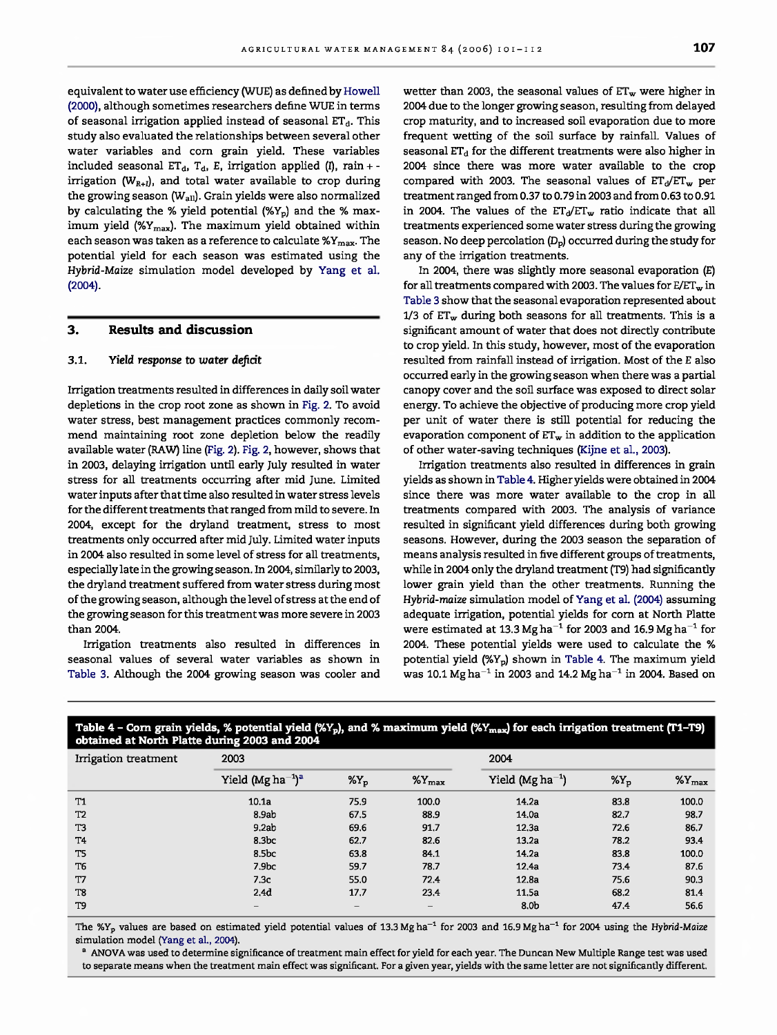equivalent to water use efficiency (WUE) as defined by Howell (2000), although sometimes researchers define WUE in terms of seasonal irrigation applied instead of seasonal $ET_d$. This study also evaluated the relationships between several other water variables and corn grain yield. These variables included seasonal $ET_d$, $T_d$, $E$, irrigation applied ($I$), rain + irrigation ($W_{R+I}$), and total water available to crop during the growing season ($W_{all}$). Grain yields were also normalized by calculating the % yield potential (%$Y_p$) and the % maximum yield (%$Y_{max}$). The maximum yield obtained within each season was taken as a reference to calculate %$Y_{max}$. The potential yield for each season was estimated using the *Hybrid-Maize* simulation model developed by Yang et al. (2004).

## 3. Results and discussion

### 3.1. Yield response to water deficit

Irrigation treatments resulted in differences in daily soil water depletions in the crop root zone as shown in Fig. 2. To avoid water stress, best management practices commonly recommend maintaining root zone depletion below the readily available water (RAW) line (Fig. 2). Fig. 2, however, shows that in 2003, delaying irrigation until early July resulted in water stress for all treatments occurring after mid June. Limited water inputs after that time also resulted in water stress levels for the different treatments that ranged from mild to severe. In 2004, except for the dryland treatment, stress to most treatments only occurred after mid July. Limited water inputs in 2004 also resulted in some level of stress for all treatments, especially late in the growing season. In 2004, similarly to 2003, the dryland treatment suffered from water stress during most of the growing season, although the level of stress at the end of the growing season for this treatment was more severe in 2003 than 2004.

Irrigation treatments also resulted in differences in seasonal values of several water variables as shown in Table 3. Although the 2004 growing season was cooler and wetter than 2003, the seasonal values of $ET_w$ were higher in 2004 due to the longer growing season, resulting from delayed crop maturity, and to increased soil evaporation due to more frequent wetting of the soil surface by rainfall. Values of seasonal $ET_d$ for the different treatments were also higher in 2004 since there was more water available to the crop compared with 2003. The seasonal values of $ET_d/ET_w$ per treatment ranged from 0.37 to 0.79 in 2003 and from 0.63 to 0.91 in 2004. The values of the $ET_d/ET_w$ ratio indicate that all treatments experienced some water stress during the growing season. No deep percolation ($D_p$) occurred during the study for any of the irrigation treatments.

In 2004, there was slightly more seasonal evaporation ($E$) for all treatments compared with 2003. The values for $E/ET_w$ in Table 3 show that the seasonal evaporation represented about 1/3 of $ET_w$ during both seasons for all treatments. This is a significant amount of water that does not directly contribute to crop yield. In this study, however, most of the evaporation resulted from rainfall instead of irrigation. Most of the $E$ also occurred early in the growing season when there was a partial canopy cover and the soil surface was exposed to direct solar energy. To achieve the objective of producing more crop yield per unit of water there is still potential for reducing the evaporation component of $ET_w$ in addition to the application of other water-saving techniques (Kijne et al., 2003).

Irrigation treatments also resulted in differences in grain yields as shown in Table 4. Higher yields were obtained in 2004 since there was more water available to the crop in all treatments compared with 2003. The analysis of variance resulted in significant yield differences during both growing seasons. However, during the 2003 season the separation of means analysis resulted in five different groups of treatments, while in 2004 only the dryland treatment (T9) had significantly lower grain yield than the other treatments. Running the *Hybrid-maize* simulation model of Yang et al. (2004) assuming adequate irrigation, potential yields for corn at North Platte were estimated at 13.3 Mg ha$^{-1}$ for 2003 and 16.9 Mg ha$^{-1}$ for 2004. These potential yields were used to calculate the % potential yield (%$Y_p$) shown in Table 4. The maximum yield was 10.1 Mg ha$^{-1}$ in 2003 and 14.2 Mg ha$^{-1}$ in 2004. Based on

**Table 4 – Corn grain yields, % potential yield (%$Y_p$), and % maximum yield (%$Y_{max}$) for each irrigation treatment (T1–T9) obtained at North Platte during 2003 and 2004**

| Irrigation treatment | 2003 | | | 2004 | | |
|---|---|---|---|---|---|---|
| | Yield (Mg ha$^{-1}$)[a] | %$Y_p$ | %$Y_{max}$ | Yield (Mg ha$^{-1}$) | %$Y_p$ | %$Y_{max}$ |
| T1 | 10.1a | 75.9 | 100.0 | 14.2a | 83.8 | 100.0 |
| T2 | 8.9ab | 67.5 | 88.9 | 14.0a | 82.7 | 98.7 |
| T3 | 9.2ab | 69.6 | 91.7 | 12.3a | 72.6 | 86.7 |
| T4 | 8.3bc | 62.7 | 82.6 | 13.2a | 78.2 | 93.4 |
| T5 | 8.5bc | 63.8 | 84.1 | 14.2a | 83.8 | 100.0 |
| T6 | 7.9bc | 59.7 | 78.7 | 12.4a | 73.4 | 87.6 |
| T7 | 7.3c | 55.0 | 72.4 | 12.8a | 75.6 | 90.3 |
| T8 | 2.4d | 17.7 | 23.4 | 11.5a | 68.2 | 81.4 |
| T9 | – | – | – | 8.0b | 47.4 | 56.6 |

The %$Y_p$ values are based on estimated yield potential values of 13.3 Mg ha$^{-1}$ for 2003 and 16.9 Mg ha$^{-1}$ for 2004 using the *Hybrid-Maize* simulation model (Yang et al., 2004).

[a] ANOVA was used to determine significance of treatment main effect for yield for each year. The Duncan New Multiple Range test was used to separate means when the treatment main effect was significant. For a given year, yields with the same letter are not significantly different.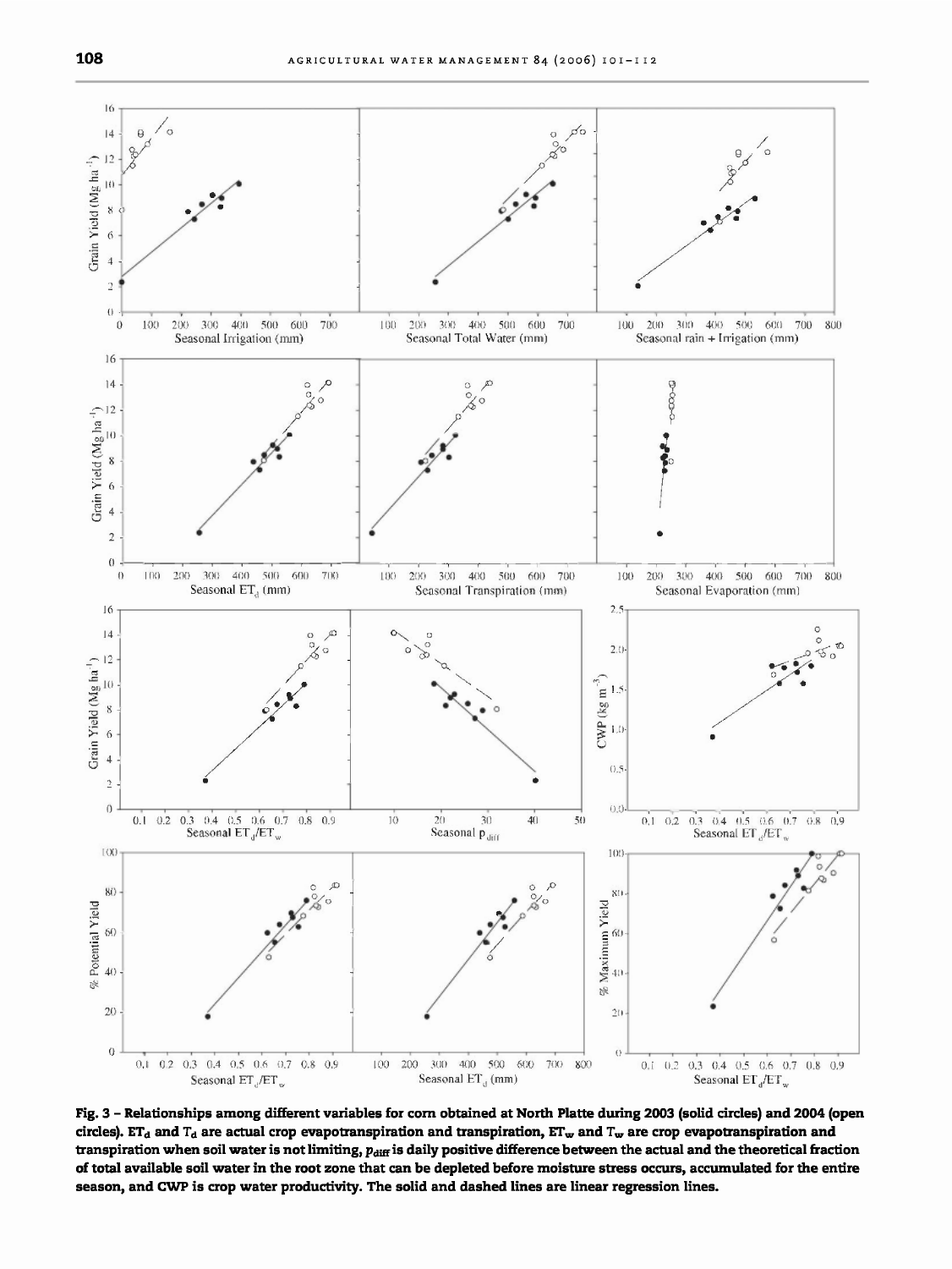Fig. 3 – Relationships among different variables for corn obtained at North Platte during 2003 (solid circles) and 2004 (open circles). $ET_d$ and $T_d$ are actual crop evapotranspiration and transpiration, $ET_w$ and $T_w$ are crop evapotranspiration and transpiration when soil water is not limiting, $p_{diff}$ is daily positive difference between the actual and the theoretical fraction of total available soil water in the root zone that can be depleted before moisture stress occurs, accumulated for the entire season, and CWP is crop water productivity. The solid and dashed lines are linear regression lines.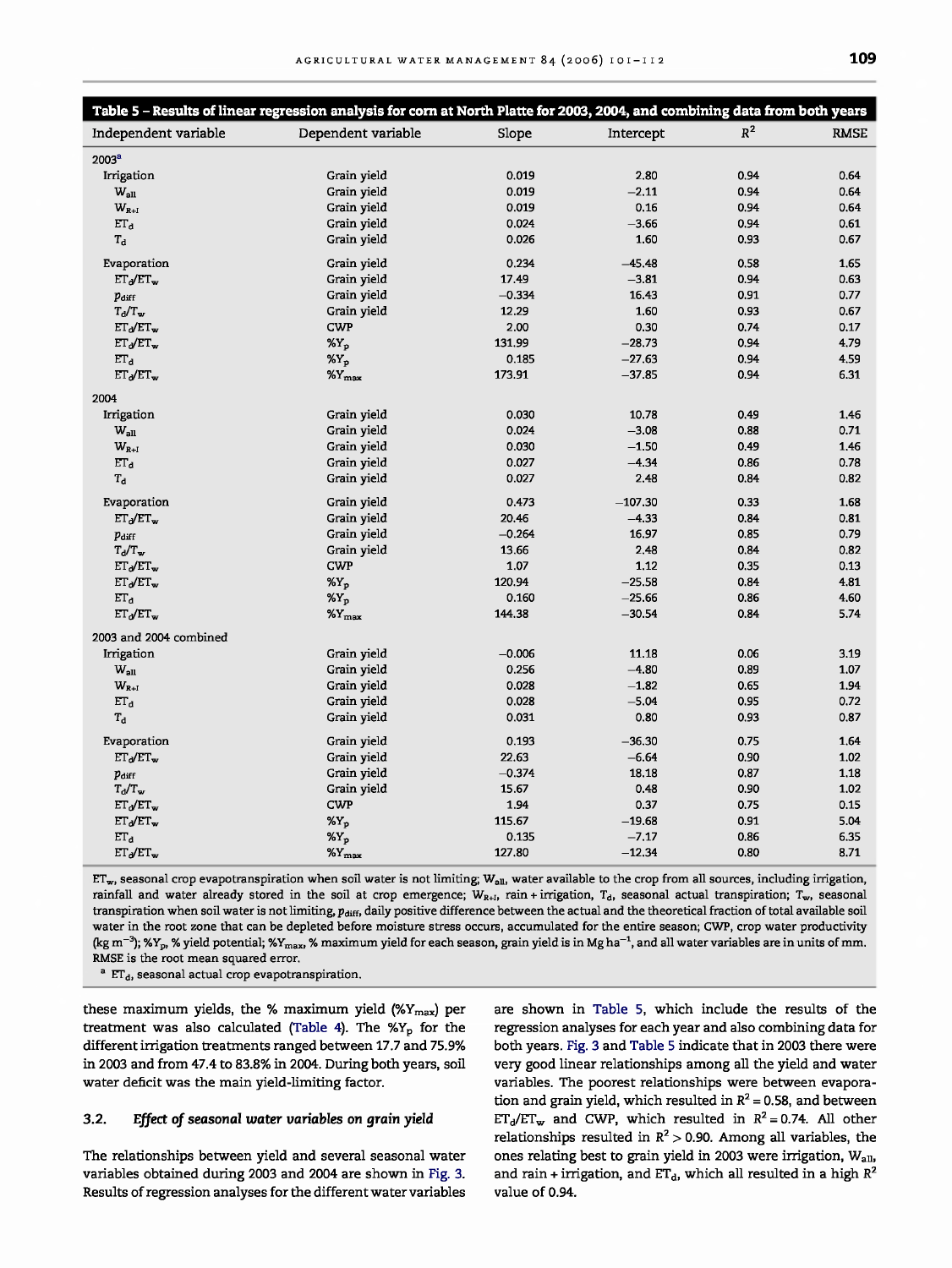**Table 5 – Results of linear regression analysis for corn at North Platte for 2003, 2004, and combining data from both years**

| Independent variable | Dependent variable | Slope | Intercept | $R^2$ | RMSE |
|---|---|---|---|---|---|
| 2003[a] | | | | | |
| Irrigation | Grain yield | 0.019 | 2.80 | 0.94 | 0.64 |
| $W_{all}$ | Grain yield | 0.019 | −2.11 | 0.94 | 0.64 |
| $W_{R+I}$ | Grain yield | 0.019 | 0.16 | 0.94 | 0.64 |
| $ET_d$ | Grain yield | 0.024 | −3.66 | 0.94 | 0.61 |
| $T_d$ | Grain yield | 0.026 | 1.60 | 0.93 | 0.67 |
| Evaporation | Grain yield | 0.234 | −45.48 | 0.58 | 1.65 |
| $ET_d/ET_w$ | Grain yield | 17.49 | −3.81 | 0.94 | 0.63 |
| $p_{diff}$ | Grain yield | −0.334 | 16.43 | 0.91 | 0.77 |
| $T_d/T_w$ | Grain yield | 12.29 | 1.60 | 0.93 | 0.67 |
| $ET_d/ET_w$ | CWP | 2.00 | 0.30 | 0.74 | 0.17 |
| $ET_d/ET_w$ | %$Y_p$ | 131.99 | −28.73 | 0.94 | 4.79 |
| $ET_d$ | %$Y_p$ | 0.185 | −27.63 | 0.94 | 4.59 |
| $ET_d/ET_w$ | %$Y_{max}$ | 173.91 | −37.85 | 0.94 | 6.31 |
| 2004 | | | | | |
| Irrigation | Grain yield | 0.030 | 10.78 | 0.49 | 1.46 |
| $W_{all}$ | Grain yield | 0.024 | −3.08 | 0.88 | 0.71 |
| $W_{R+I}$ | Grain yield | 0.030 | −1.50 | 0.49 | 1.46 |
| $ET_d$ | Grain yield | 0.027 | −4.34 | 0.86 | 0.78 |
| $T_d$ | Grain yield | 0.027 | 2.48 | 0.84 | 0.82 |
| Evaporation | Grain yield | 0.473 | −107.30 | 0.33 | 1.68 |
| $ET_d/ET_w$ | Grain yield | 20.46 | −4.33 | 0.84 | 0.81 |
| $p_{diff}$ | Grain yield | −0.264 | 16.97 | 0.85 | 0.79 |
| $T_d/T_w$ | Grain yield | 13.66 | 2.48 | 0.84 | 0.82 |
| $ET_d/ET_w$ | CWP | 1.07 | 1.12 | 0.35 | 0.13 |
| $ET_d/ET_w$ | %$Y_p$ | 120.94 | −25.58 | 0.84 | 4.81 |
| $ET_d$ | %$Y_p$ | 0.160 | −25.66 | 0.86 | 4.60 |
| $ET_d/ET_w$ | %$Y_{max}$ | 144.38 | −30.54 | 0.84 | 5.74 |
| 2003 and 2004 combined | | | | | |
| Irrigation | Grain yield | −0.006 | 11.18 | 0.06 | 3.19 |
| $W_{all}$ | Grain yield | 0.256 | −4.80 | 0.89 | 1.07 |
| $W_{R+I}$ | Grain yield | 0.028 | −1.82 | 0.65 | 1.94 |
| $ET_d$ | Grain yield | 0.028 | −5.04 | 0.95 | 0.72 |
| $T_d$ | Grain yield | 0.031 | 0.80 | 0.93 | 0.87 |
| Evaporation | Grain yield | 0.193 | −36.30 | 0.75 | 1.64 |
| $ET_d/ET_w$ | Grain yield | 22.63 | −6.64 | 0.90 | 1.02 |
| $p_{diff}$ | Grain yield | −0.374 | 18.18 | 0.87 | 1.18 |
| $T_d/T_w$ | Grain yield | 15.67 | 0.48 | 0.90 | 1.02 |
| $ET_d/ET_w$ | CWP | 1.94 | 0.37 | 0.75 | 0.15 |
| $ET_d/ET_w$ | %$Y_p$ | 115.67 | −19.68 | 0.91 | 5.04 |
| $ET_d$ | %$Y_p$ | 0.135 | −7.17 | 0.86 | 6.35 |
| $ET_d/ET_w$ | %$Y_{max}$ | 127.80 | −12.34 | 0.80 | 8.71 |

$ET_w$, seasonal crop evapotranspiration when soil water is not limiting; $W_{all}$, water available to the crop from all sources, including irrigation, rainfall and water already stored in the soil at crop emergence; $W_{R+I}$, rain + irrigation, $T_d$, seasonal actual transpiration; $T_w$, seasonal transpiration when soil water is not limiting, $p_{diff}$, daily positive difference between the actual and the theoretical fraction of total available soil water in the root zone that can be depleted before moisture stress occurs, accumulated for the entire season; CWP, crop water productivity (kg m$^{-3}$); %$Y_p$, % yield potential; %$Y_{max}$, % maximum yield for each season, grain yield is in Mg ha$^{-1}$, and all water variables are in units of mm. RMSE is the root mean squared error.

[a] $ET_d$, seasonal actual crop evapotranspiration.

these maximum yields, the % maximum yield (%$Y_{max}$) per treatment was also calculated (Table 4). The %$Y_p$ for the different irrigation treatments ranged between 17.7 and 75.9% in 2003 and from 47.4 to 83.8% in 2004. During both years, soil water deficit was the main yield-limiting factor.

### 3.2. Effect of seasonal water variables on grain yield

The relationships between yield and several seasonal water variables obtained during 2003 and 2004 are shown in Fig. 3. Results of regression analyses for the different water variables are shown in Table 5, which include the results of the regression analyses for each year and also combining data for both years. Fig. 3 and Table 5 indicate that in 2003 there were very good linear relationships among all the yield and water variables. The poorest relationships were between evaporation and grain yield, which resulted in $R^2 = 0.58$, and between $ET_d/ET_w$ and CWP, which resulted in $R^2 = 0.74$. All other relationships resulted in $R^2 > 0.90$. Among all variables, the ones relating best to grain yield in 2003 were irrigation, $W_{all}$, and rain + irrigation, and $ET_d$, which all resulted in a high $R^2$ value of 0.94.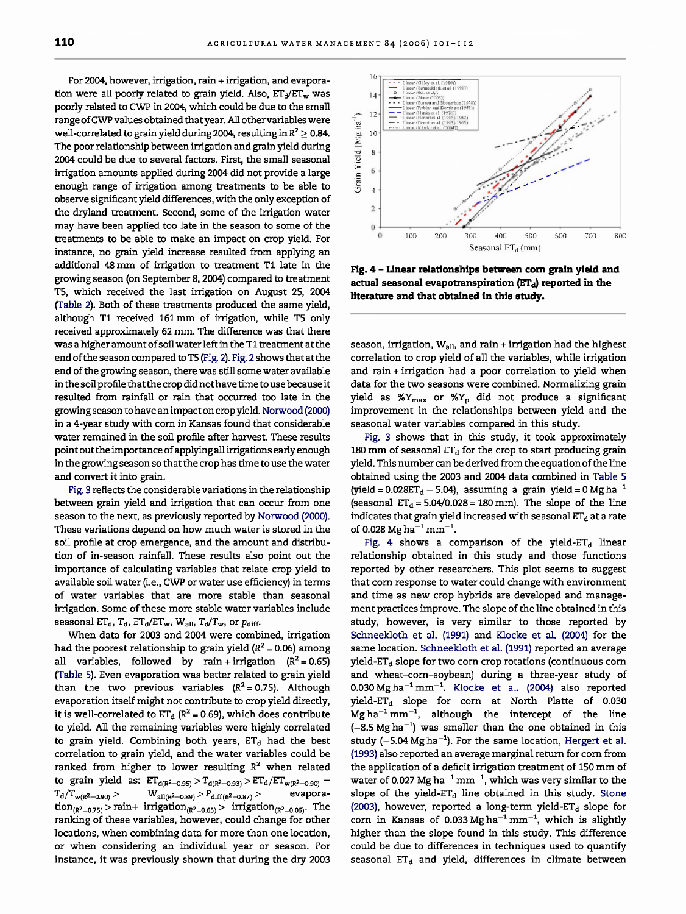For 2004, however, irrigation, rain + irrigation, and evaporation were all poorly related to grain yield. Also, $ET_d/ET_w$ was poorly related to CWP in 2004, which could be due to the small range of CWP values obtained that year. All other variables were well-correlated to grain yield during 2004, resulting in $R^2 \geq 0.84$. The poor relationship between irrigation and grain yield during 2004 could be due to several factors. First, the small seasonal irrigation amounts applied during 2004 did not provide a large enough range of irrigation among treatments to be able to observe significant yield differences, with the only exception of the dryland treatment. Second, some of the irrigation water may have been applied too late in the season to some of the treatments to be able to make an impact on crop yield. For instance, no grain yield increase resulted from applying an additional 48 mm of irrigation to treatment T1 late in the growing season (on September 8, 2004) compared to treatment T5, which received the last irrigation on August 25, 2004 (Table 2). Both of these treatments produced the same yield, although T1 received 161 mm of irrigation, while T5 only received approximately 62 mm. The difference was that there was a higher amount of soil water left in the T1 treatment at the end of the season compared to T5 (Fig. 2). Fig. 2 shows that at the end of the growing season, there was still some water available in the soil profile that the crop did not have time to use because it resulted from rainfall or rain that occurred too late in the growing season to have an impact on crop yield. Norwood (2000) in a 4-year study with corn in Kansas found that considerable water remained in the soil profile after harvest. These results point out the importance of applying all irrigations early enough in the growing season so that the crop has time to use the water and convert it into grain.

Fig. 3 reflects the considerable variations in the relationship between grain yield and irrigation that can occur from one season to the next, as previously reported by Norwood (2000). These variations depend on how much water is stored in the soil profile at crop emergence, and the amount and distribution of in-season rainfall. These results also point out the importance of calculating variables that relate crop yield to available soil water (i.e., CWP or water use efficiency) in terms of water variables that are more stable than seasonal irrigation. Some of these more stable water variables include seasonal $ET_d$, $T_d$, $ET_d/ET_w$, $W_{all}$, $T_d/T_w$, or $p_{diff}$.

When data for 2003 and 2004 were combined, irrigation had the poorest relationship to grain yield ($R^2 = 0.06$) among all variables, followed by rain + irrigation ($R^2 = 0.65$) (Table 5). Even evaporation was better related to grain yield than the two previous variables ($R^2 = 0.75$). Although evaporation itself might not contribute to crop yield directly, it is well-correlated to $ET_d$ ($R^2 = 0.69$), which does contribute to yield. All the remaining variables were highly correlated to grain yield. Combining both years, $ET_d$ had the best correlation to grain yield, and the water variables could be ranked from higher to lower resulting $R^2$ when related to grain yield as: $ET_{d(R^2=0.95)} > T_{d(R^2=0.93)} > ET_d/ET_{w(R^2=0.90)} = T_d/T_{w(R^2=0.90)} > W_{all(R^2=0.89)} > p_{diff(R^2=0.87)} >$ evaporation$_{(R^2=0.75)}$ > rain+ irrigation$_{(R^2=0.65)}$ > irrigation$_{(R^2=0.06)}$. The ranking of these variables, however, could change for other locations, when combining data for more than one location, or when considering an individual year or season. For instance, it was previously shown that during the dry 2003 season, irrigation, $W_{all}$, and rain + irrigation had the highest correlation to crop yield of all the variables, while irrigation and rain + irrigation had a poor correlation to yield when data for the two seasons were combined. Normalizing grain yield as $\%Y_{max}$ or $\%Y_p$ did not produce a significant improvement in the relationships between yield and the seasonal water variables compared in this study.

**Fig. 4 – Linear relationships between corn grain yield and actual seasonal evapotranspiration ($ET_d$) reported in the literature and that obtained in this study.**

Fig. 3 shows that in this study, it took approximately 180 mm of seasonal $ET_d$ for the crop to start producing grain yield. This number can be derived from the equation of the line obtained using the 2003 and 2004 data combined in Table 5 (yield = $0.028ET_d - 5.04$), assuming a grain yield = 0 Mg ha$^{-1}$ (seasonal $ET_d = 5.04/0.028 = 180$ mm). The slope of the line indicates that grain yield increased with seasonal $ET_d$ at a rate of 0.028 Mg ha$^{-1}$ mm$^{-1}$.

Fig. 4 shows a comparison of the yield-$ET_d$ linear relationship obtained in this study and those functions reported by other researchers. This plot seems to suggest that corn response to water could change with environment and time as new crop hybrids are developed and management practices improve. The slope of the line obtained in this study, however, is very similar to those reported by Schneekloth et al. (1991) and Klocke et al. (2004) for the same location. Schneekloth et al. (1991) reported an average yield-$ET_d$ slope for two corn crop rotations (continuous corn and wheat–corn–soybean) during a three-year study of 0.030 Mg ha$^{-1}$ mm$^{-1}$. Klocke et al. (2004) also reported yield-$ET_d$ slope for corn at North Platte of 0.030 Mg ha$^{-1}$ mm$^{-1}$, although the intercept of the line (−8.5 Mg ha$^{-1}$) was smaller than the one obtained in this study (−5.04 Mg ha$^{-1}$). For the same location, Hergert et al. (1993) also reported an average marginal return for corn from the application of a deficit irrigation treatment of 150 mm of water of 0.027 Mg ha$^{-1}$ mm$^{-1}$, which was very similar to the slope of the yield-$ET_d$ line obtained in this study. Stone (2003), however, reported a long-term yield-$ET_d$ slope for corn in Kansas of 0.033 Mg ha$^{-1}$ mm$^{-1}$, which is slightly higher than the slope found in this study. This difference could be due to differences in techniques used to quantify seasonal $ET_d$ and yield, differences in climate between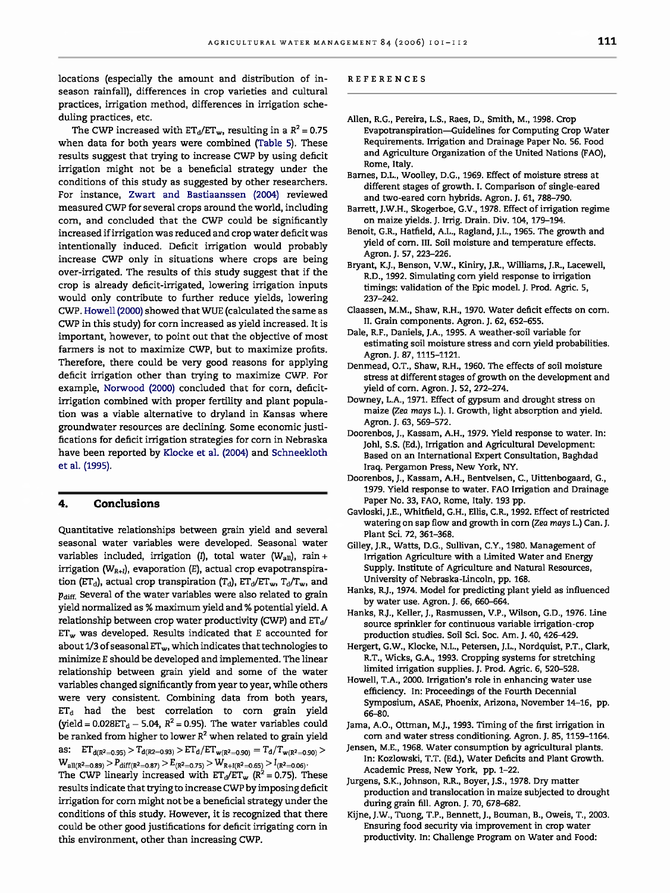locations (especially the amount and distribution of in-season rainfall), differences in crop varieties and cultural practices, irrigation method, differences in irrigation scheduling practices, etc.

The CWP increased with $ET_d/ET_w$, resulting in a $R^2 = 0.75$ when data for both years were combined (Table 5). These results suggest that trying to increase CWP by using deficit irrigation might not be a beneficial strategy under the conditions of this study as suggested by other researchers. For instance, Zwart and Bastiaanssen (2004) reviewed measured CWP for several crops around the world, including corn, and concluded that the CWP could be significantly increased if irrigation was reduced and crop water deficit was intentionally induced. Deficit irrigation would probably increase CWP only in situations where crops are being over-irrigated. The results of this study suggest that if the crop is already deficit-irrigated, lowering irrigation inputs would only contribute to further reduce yields, lowering CWP. Howell (2000) showed that WUE (calculated the same as CWP in this study) for corn increased as yield increased. It is important, however, to point out that the objective of most farmers is not to maximize CWP, but to maximize profits. Therefore, there could be very good reasons for applying deficit irrigation other than trying to maximize CWP. For example, Norwood (2000) concluded that for corn, deficit-irrigation combined with proper fertility and plant population was a viable alternative to dryland in Kansas where groundwater resources are declining. Some economic justifications for deficit irrigation strategies for corn in Nebraska have been reported by Klocke et al. (2004) and Schneekloth et al. (1995).

## 4. Conclusions

Quantitative relationships between grain yield and several seasonal water variables were developed. Seasonal water variables included, irrigation ($I$), total water ($W_{all}$), rain + irrigation ($W_{R+I}$), evaporation ($E$), actual crop evapotranspiration ($ET_d$), actual crop transpiration ($T_d$), $ET_d/ET_w$, $T_d/T_w$, and $p_{diff}$. Several of the water variables were also related to grain yield normalized as % maximum yield and % potential yield. A relationship between crop water productivity (CWP) and $ET_d/ET_w$ was developed. Results indicated that $E$ accounted for about 1/3 of seasonal $ET_w$, which indicates that technologies to minimize $E$ should be developed and implemented. The linear relationship between grain yield and some of the water variables changed significantly from year to year, while others were very consistent. Combining data from both years, $ET_d$ had the best correlation to corn grain yield (yield = $0.028ET_d - 5.04$, $R^2 = 0.95$). The water variables could be ranked from higher to lower $R^2$ when related to grain yield as: $ET_{d(R^2=0.95)} > T_{d(R2=0.93)} > ET_d/ET_{w(R^2=0.90)} = T_d/T_{w(R^2=0.90)} > W_{all(R^2=0.89)} > p_{diff(R^2=0.87)} > E_{(R^2=0.75)} > W_{R+I(R^2=0.65)} > I_{(R^2=0.06)}$. The CWP linearly increased with $ET_d/ET_w$ ($R^2 = 0.75$). These results indicate that trying to increase CWP by imposing deficit irrigation for corn might not be a beneficial strategy under the conditions of this study. However, it is recognized that there could be other good justifications for deficit irrigating corn in this environment, other than increasing CWP.

## REFERENCES

Allen, R.G., Pereira, L.S., Raes, D., Smith, M., 1998. Crop Evapotranspiration—Guidelines for Computing Crop Water Requirements. Irrigation and Drainage Paper No. 56. Food and Agriculture Organization of the United Nations (FAO), Rome, Italy.

Barnes, D.L., Woolley, D.G., 1969. Effect of moisture stress at different stages of growth. I. Comparison of single-eared and two-eared corn hybrids. Agron. J. 61, 788–790.

Barrett, J.W.H., Skogerboe, G.V., 1978. Effect of irrigation regime on maize yields. J. Irrig. Drain. Div. 104, 179–194.

Benoit, G.R., Hatfield, A.L., Ragland, J.L., 1965. The growth and yield of corn. III. Soil moisture and temperature effects. Agron. J. 57, 223–226.

Bryant, K.J., Benson, V.W., Kiniry, J.R., Williams, J.R., Lacewell, R.D., 1992. Simulating corn yield response to irrigation timings: validation of the Epic model. J. Prod. Agric. 5, 237–242.

Claassen, M.M., Shaw, R.H., 1970. Water deficit effects on corn. II. Grain components. Agron. J. 62, 652–655.

Dale, R.F., Daniels, J.A., 1995. A weather-soil variable for estimating soil moisture stress and corn yield probabilities. Agron. J. 87, 1115–1121.

Denmead, O.T., Shaw, R.H., 1960. The effects of soil moisture stress at different stages of growth on the development and yield of corn. Agron. J. 52, 272–274.

Downey, L.A., 1971. Effect of gypsum and drought stress on maize (*Zea mays* L.). I. Growth, light absorption and yield. Agron. J. 63, 569–572.

Doorenbos, J., Kassam, A.H., 1979. Yield response to water. In: Johl, S.S. (Ed.), Irrigation and Agricultural Development: Based on an International Expert Consultation, Baghdad Iraq. Pergamon Press, New York, NY.

Doorenbos, J., Kassam, A.H., Bentvelsen, C., Uittenbogaard, G., 1979. Yield response to water. FAO Irrigation and Drainage Paper No. 33, FAO, Rome, Italy. 193 pp.

Gavloski, J.E., Whitfield, G.H., Ellis, C.R., 1992. Effect of restricted watering on sap flow and growth in corn (*Zea mays* L.) Can. J. Plant Sci. 72, 361–368.

Gilley, J.R., Watts, D.G., Sullivan, C.Y., 1980. Management of Irrigation Agriculture with a Limited Water and Energy Supply. Institute of Agriculture and Natural Resources, University of Nebraska-Lincoln, pp. 168.

Hanks, R.J., 1974. Model for predicting plant yield as influenced by water use. Agron. J. 66, 660–664.

Hanks, R.J., Keller, J., Rasmussen, V.P., Wilson, G.D., 1976. Line source sprinkler for continuous variable irrigation-crop production studies. Soil Sci. Soc. Am. J. 40, 426–429.

Hergert, G.W., Klocke, N.L., Petersen, J.L., Nordquist, P.T., Clark, R.T., Wicks, G.A., 1993. Cropping systems for stretching limited irrigation supplies. J. Prod. Agric. 6, 520–528.

Howell, T.A., 2000. Irrigation's role in enhancing water use efficiency. In: Proceedings of the Fourth Decennial Symposium, ASAE, Phoenix, Arizona, November 14–16, pp. 66–80.

Jama, A.O., Ottman, M.J., 1993. Timing of the first irrigation in corn and water stress conditioning. Agron. J. 85, 1159–1164.

Jensen, M.E., 1968. Water consumption by agricultural plants. In: Kozlowski, T.T. (Ed.), Water Deficits and Plant Growth. Academic Press, New York, pp. 1–22.

Jurgens, S.K., Johnson, R.R., Boyer, J.S., 1978. Dry matter production and translocation in maize subjected to drought during grain fill. Agron. J. 70, 678–682.

Kijne, J.W., Tuong, T.P., Bennett, J., Bouman, B., Oweis, T., 2003. Ensuring food security via improvement in crop water productivity. In: Challenge Program on Water and Food: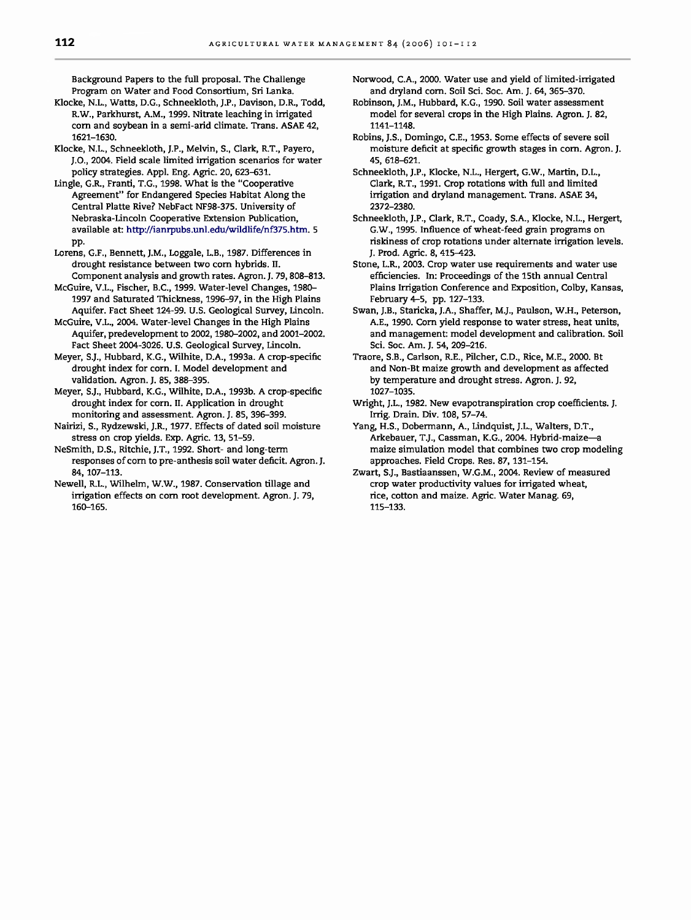Background Papers to the full proposal. The Challenge Program on Water and Food Consortium, Sri Lanka.

Klocke, N.L., Watts, D.G., Schneekloth, J.P., Davison, D.R., Todd, R.W., Parkhurst, A.M., 1999. Nitrate leaching in irrigated corn and soybean in a semi-arid climate. Trans. ASAE 42, 1621–1630.

Klocke, N.L., Schneekloth, J.P., Melvin, S., Clark, R.T., Payero, J.O., 2004. Field scale limited irrigation scenarios for water policy strategies. Appl. Eng. Agric. 20, 623–631.

Lingle, G.R., Franti, T.G., 1998. What is the "Cooperative Agreement" for Endangered Species Habitat Along the Central Platte Rive? NebFact NF98-375. University of Nebraska-Lincoln Cooperative Extension Publication, available at: http://ianrpubs.unl.edu/wildlife/nf375.htm. 5 pp.

Lorens, G.F., Bennett, J.M., Loggale, L.B., 1987. Differences in drought resistance between two corn hybrids. II. Component analysis and growth rates. Agron. J. 79, 808–813.

McGuire, V.L., Fischer, B.C., 1999. Water-level Changes, 1980–1997 and Saturated Thickness, 1996–97, in the High Plains Aquifer. Fact Sheet 124-99. U.S. Geological Survey, Lincoln.

McGuire, V.L., 2004. Water-level Changes in the High Plains Aquifer, predevelopment to 2002, 1980–2002, and 2001–2002. Fact Sheet 2004-3026. U.S. Geological Survey, Lincoln.

Meyer, S.J., Hubbard, K.G., Wilhite, D.A., 1993a. A crop-specific drought index for corn. I. Model development and validation. Agron. J. 85, 388–395.

Meyer, S.J., Hubbard, K.G., Wilhite, D.A., 1993b. A crop-specific drought index for corn. II. Application in drought monitoring and assessment. Agron. J. 85, 396–399.

Nairizi, S., Rydzewski, J.R., 1977. Effects of dated soil moisture stress on crop yields. Exp. Agric. 13, 51–59.

NeSmith, D.S., Ritchie, J.T., 1992. Short- and long-term responses of corn to pre-anthesis soil water deficit. Agron. J. 84, 107–113.

Newell, R.L., Wilhelm, W.W., 1987. Conservation tillage and irrigation effects on corn root development. Agron. J. 79, 160–165.

Norwood, C.A., 2000. Water use and yield of limited-irrigated and dryland corn. Soil Sci. Soc. Am. J. 64, 365–370.

Robinson, J.M., Hubbard, K.G., 1990. Soil water assessment model for several crops in the High Plains. Agron. J. 82, 1141–1148.

Robins, J.S., Domingo, C.E., 1953. Some effects of severe soil moisture deficit at specific growth stages in corn. Agron. J. 45, 618–621.

Schneekloth, J.P., Klocke, N.L., Hergert, G.W., Martin, D.L., Clark, R.T., 1991. Crop rotations with full and limited irrigation and dryland management. Trans. ASAE 34, 2372–2380.

Schneekloth, J.P., Clark, R.T., Coady, S.A., Klocke, N.L., Hergert, G.W., 1995. Influence of wheat-feed grain programs on riskiness of crop rotations under alternate irrigation levels. J. Prod. Agric. 8, 415–423.

Stone, L.R., 2003. Crop water use requirements and water use efficiencies. In: Proceedings of the 15th annual Central Plains Irrigation Conference and Exposition, Colby, Kansas, February 4–5, pp. 127–133.

Swan, J.B., Staricka, J.A., Shaffer, M.J., Paulson, W.H., Peterson, A.E., 1990. Corn yield response to water stress, heat units, and management: model development and calibration. Soil Sci. Soc. Am. J. 54, 209–216.

Traore, S.B., Carlson, R.E., Pilcher, C.D., Rice, M.E., 2000. Bt and Non-Bt maize growth and development as affected by temperature and drought stress. Agron. J. 92, 1027–1035.

Wright, J.L., 1982. New evapotranspiration crop coefficients. J. Irrig. Drain. Div. 108, 57–74.

Yang, H.S., Dobermann, A., Lindquist, J.L., Walters, D.T., Arkebauer, T.J., Cassman, K.G., 2004. Hybrid-maize—a maize simulation model that combines two crop modeling approaches. Field Crops. Res. 87, 131–154.

Zwart, S.J., Bastiaanssen, W.G.M., 2004. Review of measured crop water productivity values for irrigated wheat, rice, cotton and maize. Agric. Water Manag. 69, 115–133.